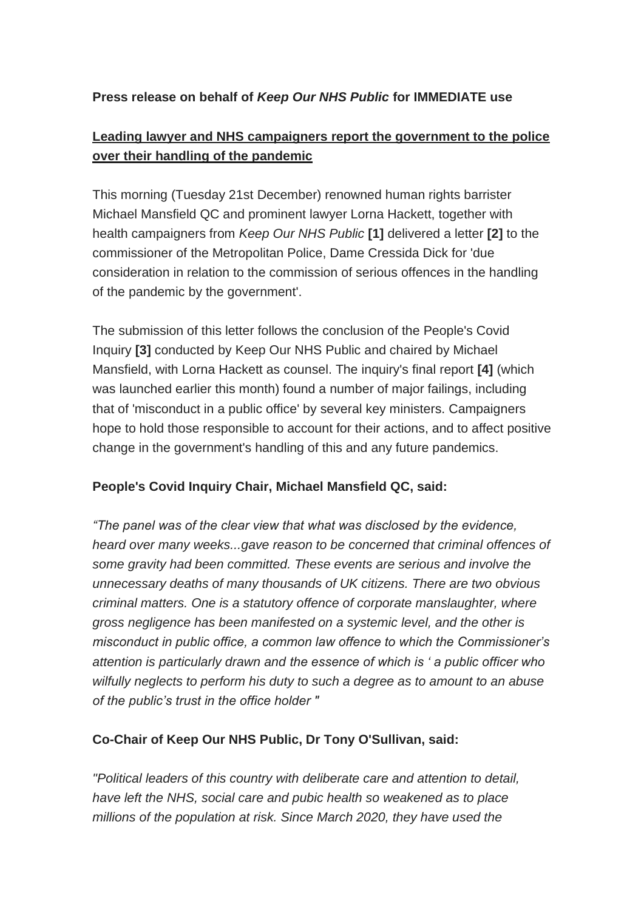**Press release on behalf of *Keep Our NHS Public* for IMMEDIATE use**

**<u>Leading lawyer and NHS campaigners report the government to the police over their handling of the pandemic</u>**

This morning (Tuesday 21st December) renowned human rights barrister Michael Mansfield QC and prominent lawyer Lorna Hackett, together with health campaigners from *Keep Our NHS Public* **[1]** delivered a letter **[2]** to the commissioner of the Metropolitan Police, Dame Cressida Dick for 'due consideration in relation to the commission of serious offences in the handling of the pandemic by the government'.

The submission of this letter follows the conclusion of the People's Covid Inquiry **[3]** conducted by Keep Our NHS Public and chaired by Michael Mansfield, with Lorna Hackett as counsel. The inquiry's final report **[4]** (which was launched earlier this month) found a number of major failings, including that of 'misconduct in a public office' by several key ministers. Campaigners hope to hold those responsible to account for their actions, and to affect positive change in the government's handling of this and any future pandemics.

**People's Covid Inquiry Chair, Michael Mansfield QC, said:**

*"The panel was of the clear view that what was disclosed by the evidence, heard over many weeks...gave reason to be concerned that criminal offences of some gravity had been committed. These events are serious and involve the unnecessary deaths of many thousands of UK citizens. There are two obvious criminal matters. One is a statutory offence of corporate manslaughter, where gross negligence has been manifested on a systemic level, and the other is misconduct in public office, a common law offence to which the Commissioner's attention is particularly drawn and the essence of which is ' a public officer who wilfully neglects to perform his duty to such a degree as to amount to an abuse of the public's trust in the office holder "*

**Co-Chair of Keep Our NHS Public, Dr Tony O'Sullivan, said:**

*"Political leaders of this country with deliberate care and attention to detail, have left the NHS, social care and pubic health so weakened as to place millions of the population at risk. Since March 2020, they have used the*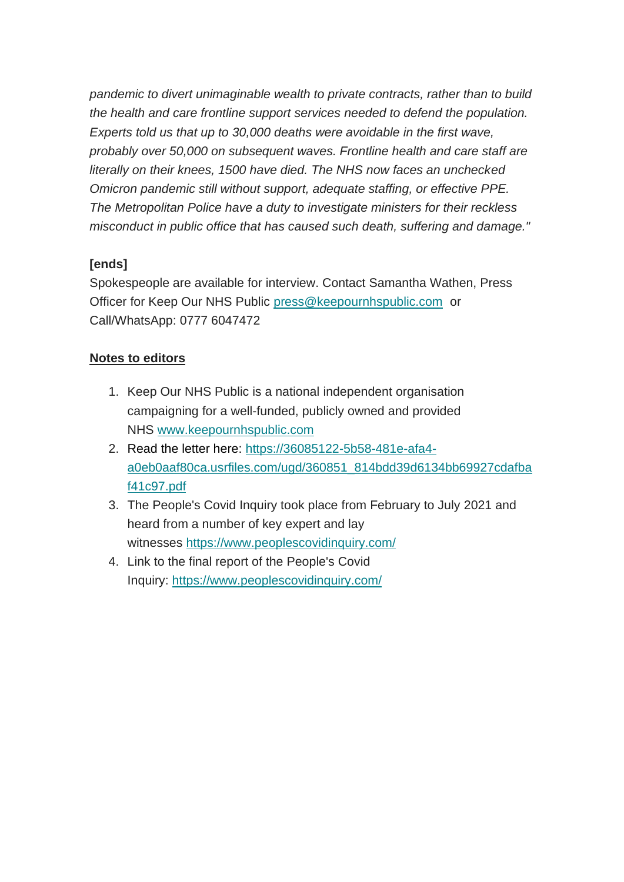*pandemic to divert unimaginable wealth to private contracts, rather than to build the health and care frontline support services needed to defend the population. Experts told us that up to 30,000 deaths were avoidable in the first wave, probably over 50,000 on subsequent waves. Frontline health and care staff are literally on their knees, 1500 have died. The NHS now faces an unchecked Omicron pandemic still without support, adequate staffing, or effective PPE. The Metropolitan Police have a duty to investigate ministers for their reckless misconduct in public office that has caused such death, suffering and damage."*

**[ends]**

Spokespeople are available for interview. Contact Samantha Wathen, Press Officer for Keep Our NHS Public press@keepournhspublic.com or Call/WhatsApp: 0777 6047472

**Notes to editors**

1. Keep Our NHS Public is a national independent organisation campaigning for a well-funded, publicly owned and provided NHS www.keepournhspublic.com
2. Read the letter here: https://36085122-5b58-481e-afa4-a0eb0aaf80ca.usrfiles.com/ugd/360851_814bdd39d6134bb69927cdafbaf41c97.pdf
3. The People's Covid Inquiry took place from February to July 2021 and heard from a number of key expert and lay witnesses https://www.peoplescovidinquiry.com/
4. Link to the final report of the People's Covid Inquiry: https://www.peoplescovidinquiry.com/